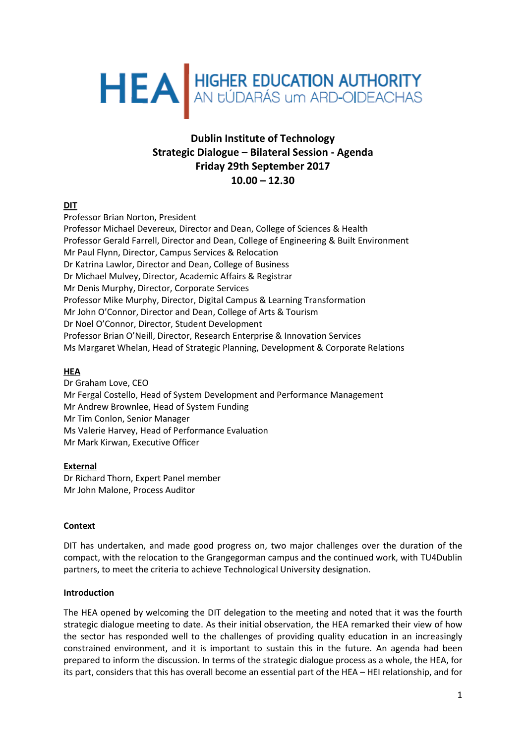HEA | HIGHER EDUCATION AUTHORITY
AN tÚDARÁS um ARD-OIDEACHAS

# Dublin Institute of Technology
# Strategic Dialogue – Bilateral Session - Agenda
# Friday 29th September 2017
# 10.00 – 12.30

**DIT**

Professor Brian Norton, President
Professor Michael Devereux, Director and Dean, College of Sciences & Health
Professor Gerald Farrell, Director and Dean, College of Engineering & Built Environment
Mr Paul Flynn, Director, Campus Services & Relocation
Dr Katrina Lawlor, Director and Dean, College of Business
Dr Michael Mulvey, Director, Academic Affairs & Registrar
Mr Denis Murphy, Director, Corporate Services
Professor Mike Murphy, Director, Digital Campus & Learning Transformation
Mr John O'Connor, Director and Dean, College of Arts & Tourism
Dr Noel O'Connor, Director, Student Development
Professor Brian O'Neill, Director, Research Enterprise & Innovation Services
Ms Margaret Whelan, Head of Strategic Planning, Development & Corporate Relations

**HEA**

Dr Graham Love, CEO
Mr Fergal Costello, Head of System Development and Performance Management
Mr Andrew Brownlee, Head of System Funding
Mr Tim Conlon, Senior Manager
Ms Valerie Harvey, Head of Performance Evaluation
Mr Mark Kirwan, Executive Officer

**External**

Dr Richard Thorn, Expert Panel member
Mr John Malone, Process Auditor

**Context**

DIT has undertaken, and made good progress on, two major challenges over the duration of the compact, with the relocation to the Grangegorman campus and the continued work, with TU4Dublin partners, to meet the criteria to achieve Technological University designation.

**Introduction**

The HEA opened by welcoming the DIT delegation to the meeting and noted that it was the fourth strategic dialogue meeting to date. As their initial observation, the HEA remarked their view of how the sector has responded well to the challenges of providing quality education in an increasingly constrained environment, and it is important to sustain this in the future. An agenda had been prepared to inform the discussion. In terms of the strategic dialogue process as a whole, the HEA, for its part, considers that this has overall become an essential part of the HEA – HEI relationship, and for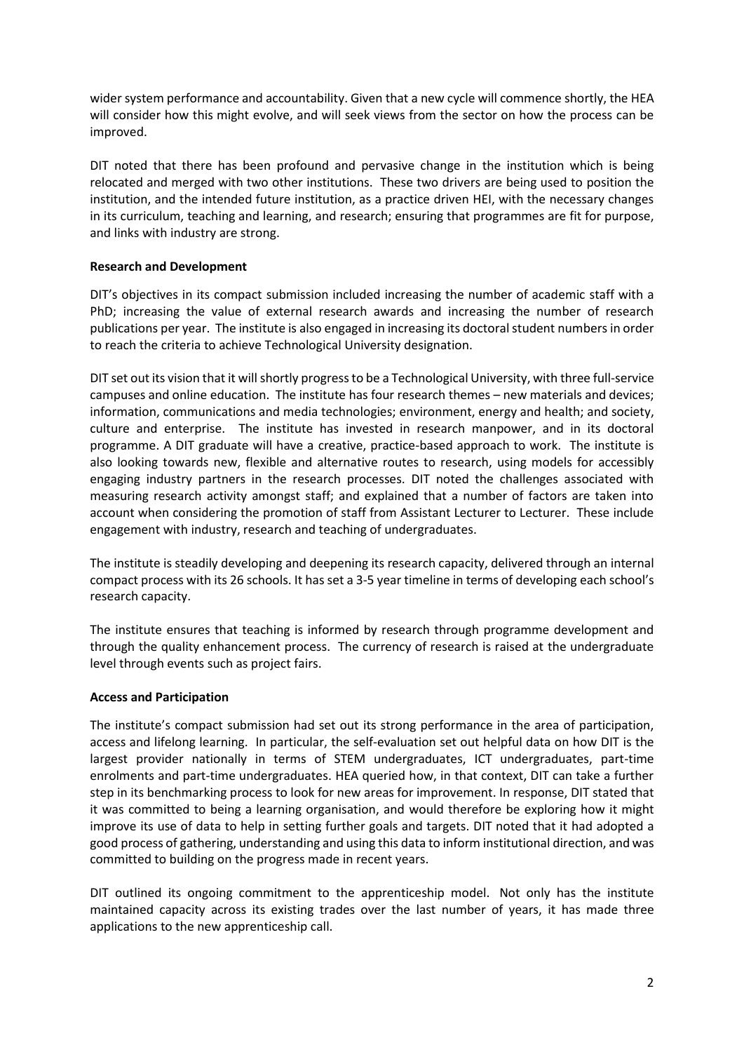wider system performance and accountability. Given that a new cycle will commence shortly, the HEA will consider how this might evolve, and will seek views from the sector on how the process can be improved.

DIT noted that there has been profound and pervasive change in the institution which is being relocated and merged with two other institutions. These two drivers are being used to position the institution, and the intended future institution, as a practice driven HEI, with the necessary changes in its curriculum, teaching and learning, and research; ensuring that programmes are fit for purpose, and links with industry are strong.

**Research and Development**

DIT's objectives in its compact submission included increasing the number of academic staff with a PhD; increasing the value of external research awards and increasing the number of research publications per year. The institute is also engaged in increasing its doctoral student numbers in order to reach the criteria to achieve Technological University designation.

DIT set out its vision that it will shortly progress to be a Technological University, with three full-service campuses and online education. The institute has four research themes – new materials and devices; information, communications and media technologies; environment, energy and health; and society, culture and enterprise. The institute has invested in research manpower, and in its doctoral programme. A DIT graduate will have a creative, practice-based approach to work. The institute is also looking towards new, flexible and alternative routes to research, using models for accessibly engaging industry partners in the research processes. DIT noted the challenges associated with measuring research activity amongst staff; and explained that a number of factors are taken into account when considering the promotion of staff from Assistant Lecturer to Lecturer. These include engagement with industry, research and teaching of undergraduates.

The institute is steadily developing and deepening its research capacity, delivered through an internal compact process with its 26 schools. It has set a 3-5 year timeline in terms of developing each school's research capacity.

The institute ensures that teaching is informed by research through programme development and through the quality enhancement process. The currency of research is raised at the undergraduate level through events such as project fairs.

**Access and Participation**

The institute's compact submission had set out its strong performance in the area of participation, access and lifelong learning. In particular, the self-evaluation set out helpful data on how DIT is the largest provider nationally in terms of STEM undergraduates, ICT undergraduates, part-time enrolments and part-time undergraduates. HEA queried how, in that context, DIT can take a further step in its benchmarking process to look for new areas for improvement. In response, DIT stated that it was committed to being a learning organisation, and would therefore be exploring how it might improve its use of data to help in setting further goals and targets. DIT noted that it had adopted a good process of gathering, understanding and using this data to inform institutional direction, and was committed to building on the progress made in recent years.

DIT outlined its ongoing commitment to the apprenticeship model. Not only has the institute maintained capacity across its existing trades over the last number of years, it has made three applications to the new apprenticeship call.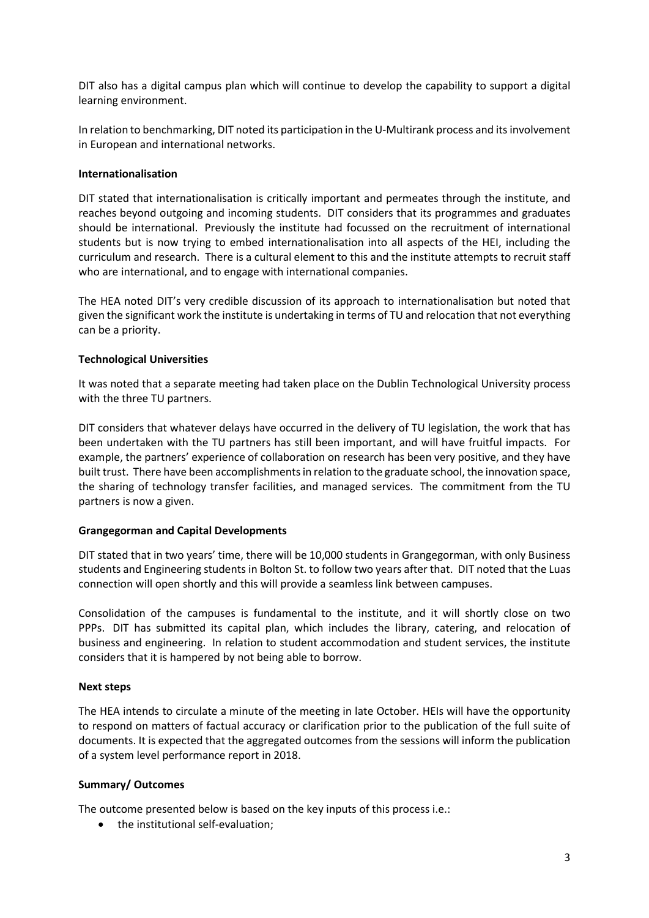DIT also has a digital campus plan which will continue to develop the capability to support a digital learning environment.

In relation to benchmarking, DIT noted its participation in the U-Multirank process and its involvement in European and international networks.

**Internationalisation**

DIT stated that internationalisation is critically important and permeates through the institute, and reaches beyond outgoing and incoming students. DIT considers that its programmes and graduates should be international. Previously the institute had focussed on the recruitment of international students but is now trying to embed internationalisation into all aspects of the HEI, including the curriculum and research. There is a cultural element to this and the institute attempts to recruit staff who are international, and to engage with international companies.

The HEA noted DIT's very credible discussion of its approach to internationalisation but noted that given the significant work the institute is undertaking in terms of TU and relocation that not everything can be a priority.

**Technological Universities**

It was noted that a separate meeting had taken place on the Dublin Technological University process with the three TU partners.

DIT considers that whatever delays have occurred in the delivery of TU legislation, the work that has been undertaken with the TU partners has still been important, and will have fruitful impacts. For example, the partners' experience of collaboration on research has been very positive, and they have built trust. There have been accomplishments in relation to the graduate school, the innovation space, the sharing of technology transfer facilities, and managed services. The commitment from the TU partners is now a given.

**Grangegorman and Capital Developments**

DIT stated that in two years' time, there will be 10,000 students in Grangegorman, with only Business students and Engineering students in Bolton St. to follow two years after that. DIT noted that the Luas connection will open shortly and this will provide a seamless link between campuses.

Consolidation of the campuses is fundamental to the institute, and it will shortly close on two PPPs. DIT has submitted its capital plan, which includes the library, catering, and relocation of business and engineering. In relation to student accommodation and student services, the institute considers that it is hampered by not being able to borrow.

**Next steps**

The HEA intends to circulate a minute of the meeting in late October. HEIs will have the opportunity to respond on matters of factual accuracy or clarification prior to the publication of the full suite of documents. It is expected that the aggregated outcomes from the sessions will inform the publication of a system level performance report in 2018.

**Summary/ Outcomes**

The outcome presented below is based on the key inputs of this process i.e.:

- the institutional self-evaluation;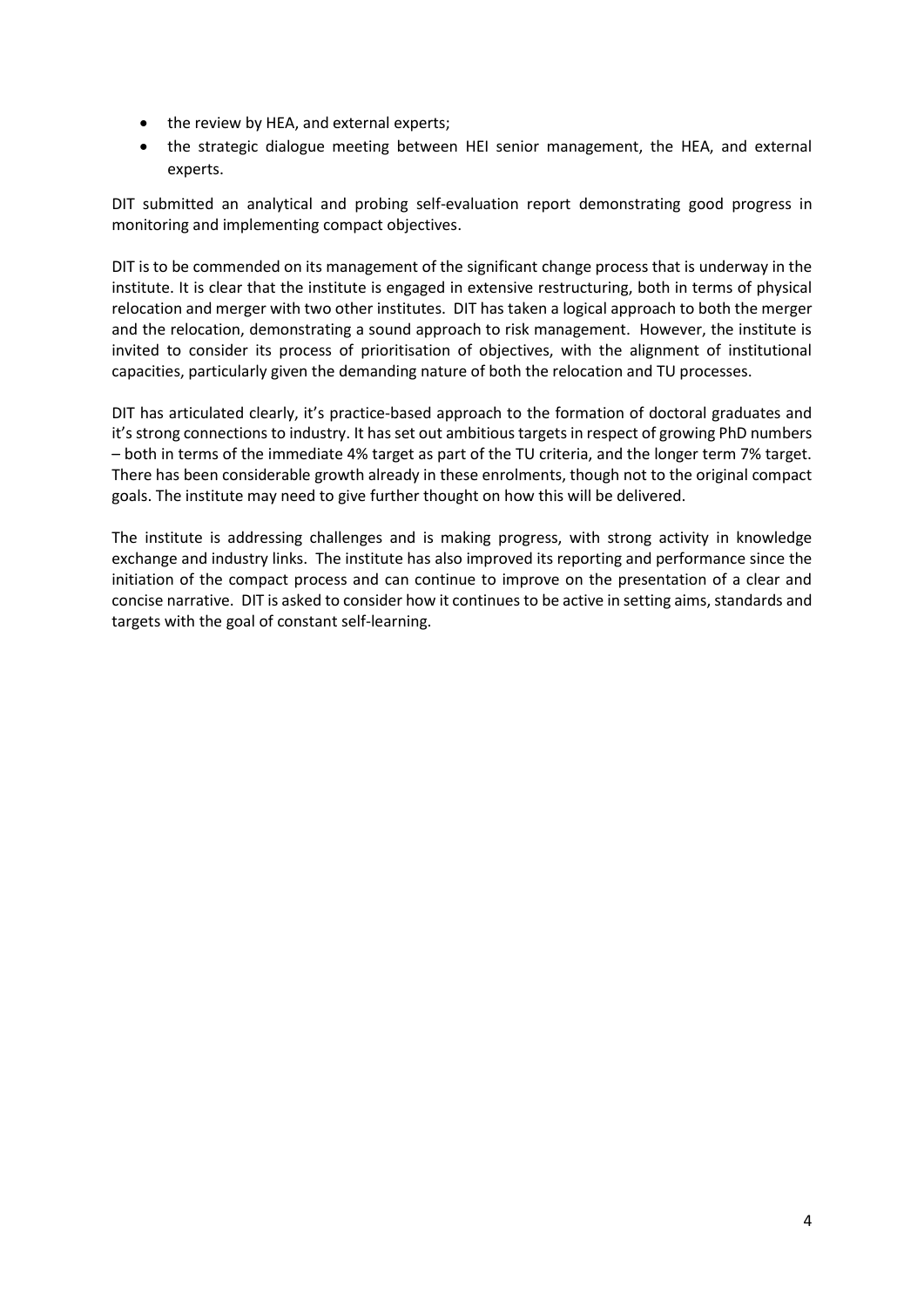- the review by HEA, and external experts;
- the strategic dialogue meeting between HEI senior management, the HEA, and external experts.

DIT submitted an analytical and probing self-evaluation report demonstrating good progress in monitoring and implementing compact objectives.

DIT is to be commended on its management of the significant change process that is underway in the institute. It is clear that the institute is engaged in extensive restructuring, both in terms of physical relocation and merger with two other institutes. DIT has taken a logical approach to both the merger and the relocation, demonstrating a sound approach to risk management. However, the institute is invited to consider its process of prioritisation of objectives, with the alignment of institutional capacities, particularly given the demanding nature of both the relocation and TU processes.

DIT has articulated clearly, it's practice-based approach to the formation of doctoral graduates and it's strong connections to industry. It has set out ambitious targets in respect of growing PhD numbers – both in terms of the immediate 4% target as part of the TU criteria, and the longer term 7% target. There has been considerable growth already in these enrolments, though not to the original compact goals. The institute may need to give further thought on how this will be delivered.

The institute is addressing challenges and is making progress, with strong activity in knowledge exchange and industry links. The institute has also improved its reporting and performance since the initiation of the compact process and can continue to improve on the presentation of a clear and concise narrative. DIT is asked to consider how it continues to be active in setting aims, standards and targets with the goal of constant self-learning.